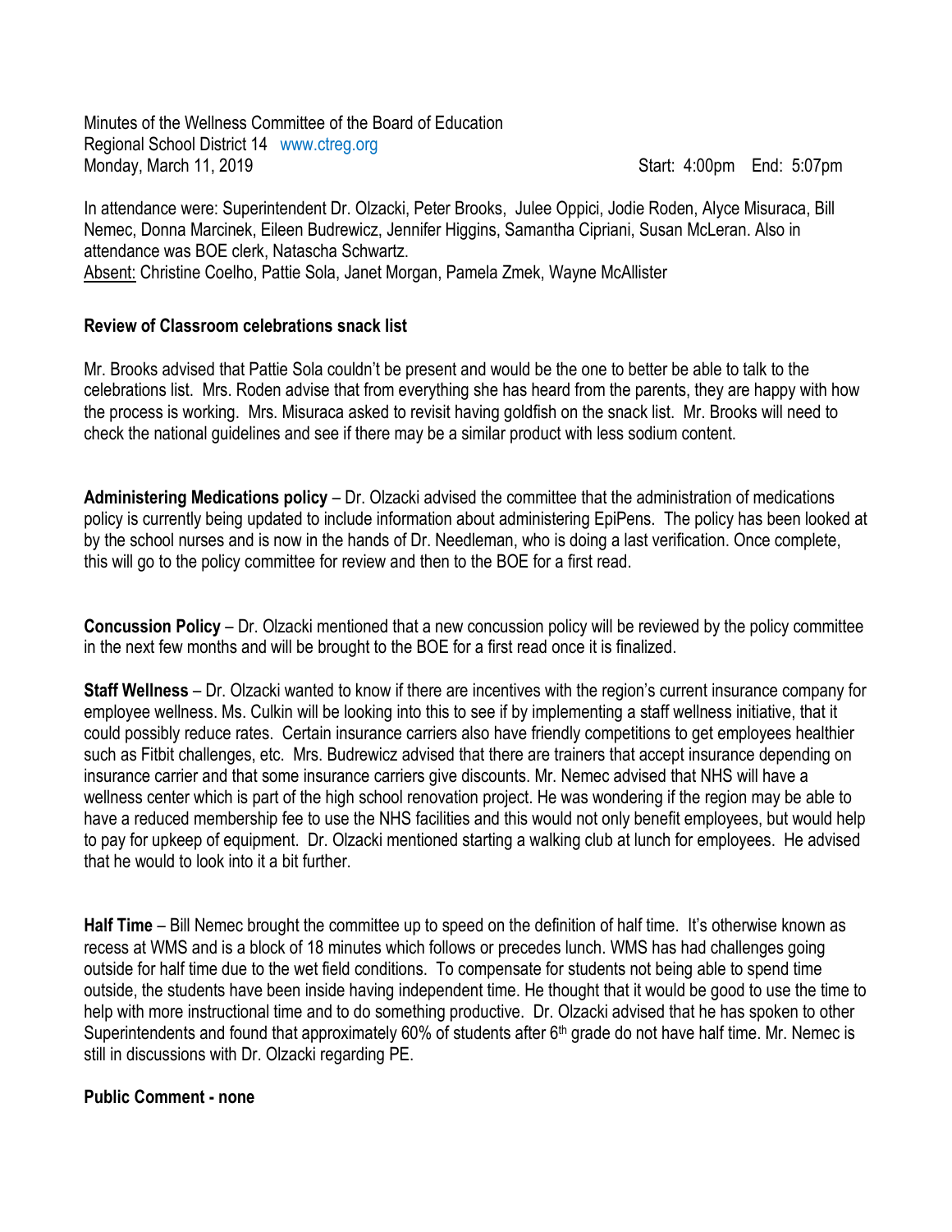Minutes of the Wellness Committee of the Board of Education
Regional School District 14 www.ctreg.org
Monday, March 11, 2019 Start: 4:00pm End: 5:07pm

In attendance were: Superintendent Dr. Olzacki, Peter Brooks, Julee Oppici, Jodie Roden, Alyce Misuraca, Bill Nemec, Donna Marcinek, Eileen Budrewicz, Jennifer Higgins, Samantha Cipriani, Susan McLeran. Also in attendance was BOE clerk, Natascha Schwartz.
Absent: Christine Coelho, Pattie Sola, Janet Morgan, Pamela Zmek, Wayne McAllister

**Review of Classroom celebrations snack list**

Mr. Brooks advised that Pattie Sola couldn't be present and would be the one to better be able to talk to the celebrations list. Mrs. Roden advise that from everything she has heard from the parents, they are happy with how the process is working. Mrs. Misuraca asked to revisit having goldfish on the snack list. Mr. Brooks will need to check the national guidelines and see if there may be a similar product with less sodium content.

**Administering Medications policy** – Dr. Olzacki advised the committee that the administration of medications policy is currently being updated to include information about administering EpiPens. The policy has been looked at by the school nurses and is now in the hands of Dr. Needleman, who is doing a last verification. Once complete, this will go to the policy committee for review and then to the BOE for a first read.

**Concussion Policy** – Dr. Olzacki mentioned that a new concussion policy will be reviewed by the policy committee in the next few months and will be brought to the BOE for a first read once it is finalized.

**Staff Wellness** – Dr. Olzacki wanted to know if there are incentives with the region's current insurance company for employee wellness. Ms. Culkin will be looking into this to see if by implementing a staff wellness initiative, that it could possibly reduce rates. Certain insurance carriers also have friendly competitions to get employees healthier such as Fitbit challenges, etc. Mrs. Budrewicz advised that there are trainers that accept insurance depending on insurance carrier and that some insurance carriers give discounts. Mr. Nemec advised that NHS will have a wellness center which is part of the high school renovation project. He was wondering if the region may be able to have a reduced membership fee to use the NHS facilities and this would not only benefit employees, but would help to pay for upkeep of equipment. Dr. Olzacki mentioned starting a walking club at lunch for employees. He advised that he would to look into it a bit further.

**Half Time** – Bill Nemec brought the committee up to speed on the definition of half time. It's otherwise known as recess at WMS and is a block of 18 minutes which follows or precedes lunch. WMS has had challenges going outside for half time due to the wet field conditions. To compensate for students not being able to spend time outside, the students have been inside having independent time. He thought that it would be good to use the time to help with more instructional time and to do something productive. Dr. Olzacki advised that he has spoken to other Superintendents and found that approximately 60% of students after 6th grade do not have half time. Mr. Nemec is still in discussions with Dr. Olzacki regarding PE.

**Public Comment - none**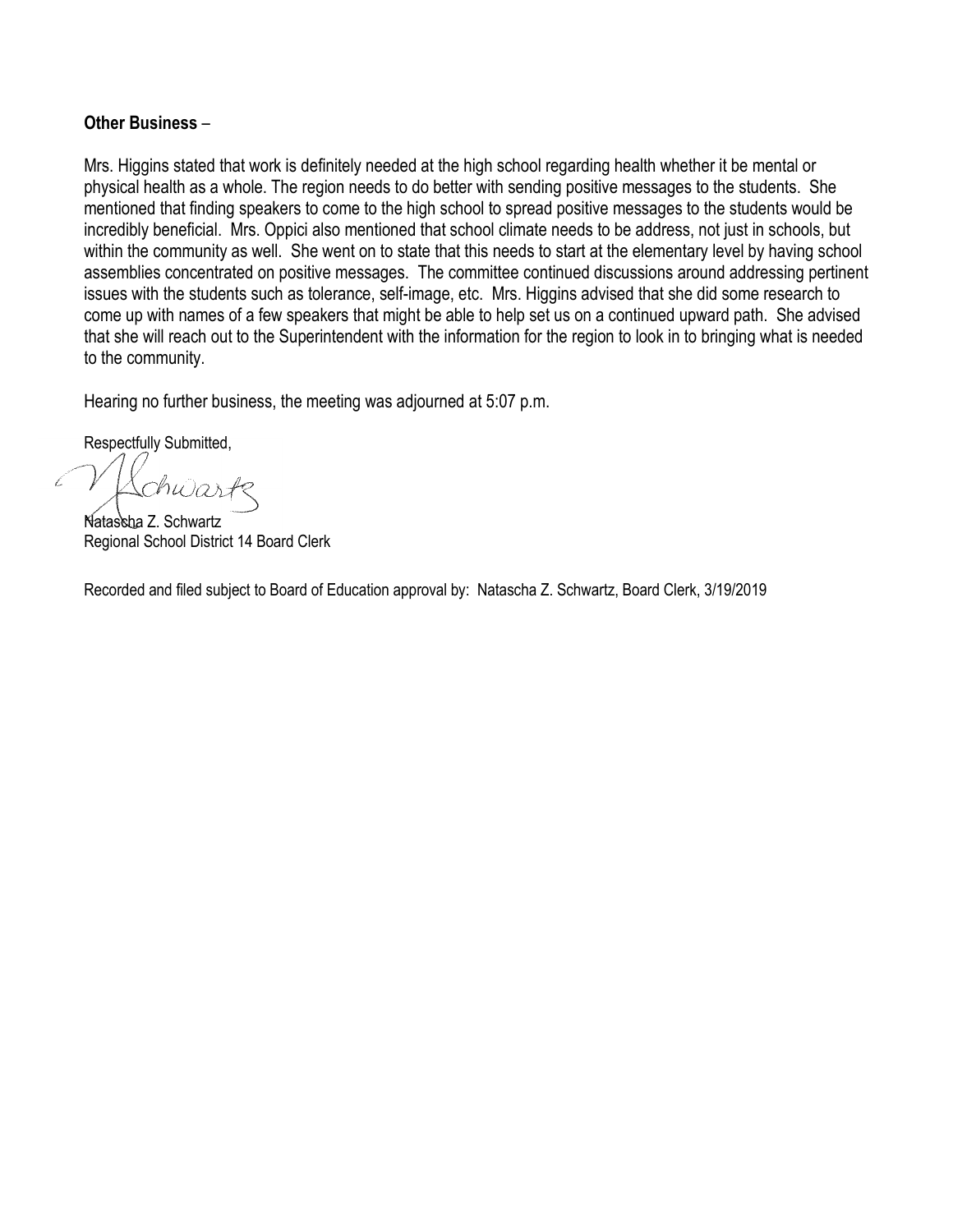**Other Business** –

Mrs. Higgins stated that work is definitely needed at the high school regarding health whether it be mental or physical health as a whole. The region needs to do better with sending positive messages to the students. She mentioned that finding speakers to come to the high school to spread positive messages to the students would be incredibly beneficial. Mrs. Oppici also mentioned that school climate needs to be address, not just in schools, but within the community as well. She went on to state that this needs to start at the elementary level by having school assemblies concentrated on positive messages. The committee continued discussions around addressing pertinent issues with the students such as tolerance, self-image, etc. Mrs. Higgins advised that she did some research to come up with names of a few speakers that might be able to help set us on a continued upward path. She advised that she will reach out to the Superintendent with the information for the region to look in to bringing what is needed to the community.

Hearing no further business, the meeting was adjourned at 5:07 p.m.

Respectfully Submitted,

Natascha Z. Schwartz
Regional School District 14 Board Clerk

Recorded and filed subject to Board of Education approval by: Natascha Z. Schwartz, Board Clerk, 3/19/2019